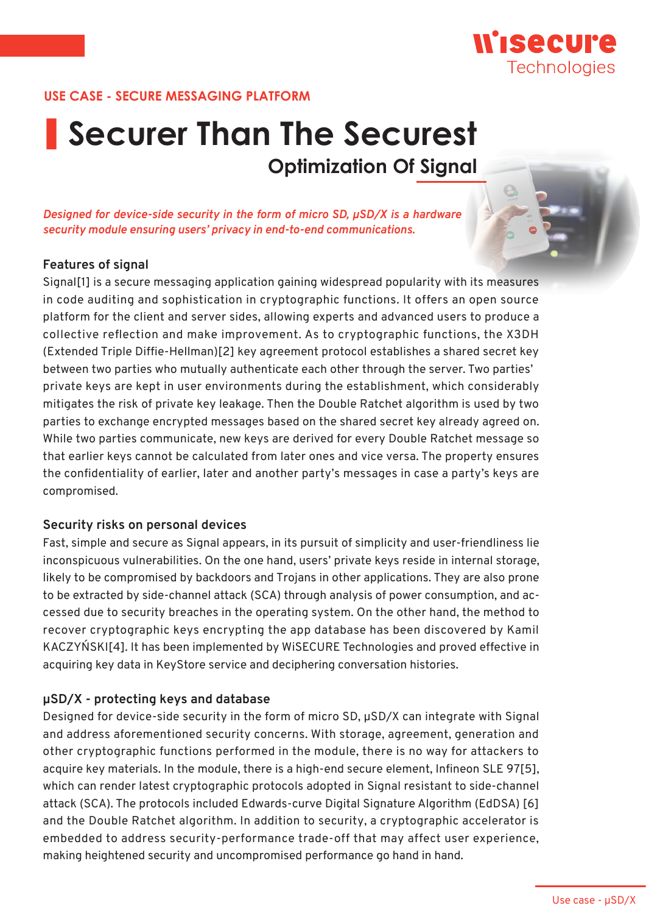USE CASE - SECURE MESSAGING PLATFORM

# Securer Than The Securest

## Optimization Of Signal

*Designed for device-side security in the form of micro SD, μSD/X is a hardware security module ensuring users' privacy in end-to-end communications.*

### Features of signal

Signal[1] is a secure messaging application gaining widespread popularity with its measures in code auditing and sophistication in cryptographic functions. It offers an open source platform for the client and server sides, allowing experts and advanced users to produce a collective reflection and make improvement. As to cryptographic functions, the X3DH (Extended Triple Diffie-Hellman)[2] key agreement protocol establishes a shared secret key between two parties who mutually authenticate each other through the server. Two parties' private keys are kept in user environments during the establishment, which considerably mitigates the risk of private key leakage. Then the Double Ratchet algorithm is used by two parties to exchange encrypted messages based on the shared secret key already agreed on. While two parties communicate, new keys are derived for every Double Ratchet message so that earlier keys cannot be calculated from later ones and vice versa. The property ensures the confidentiality of earlier, later and another party's messages in case a party's keys are compromised.

### Security risks on personal devices

Fast, simple and secure as Signal appears, in its pursuit of simplicity and user-friendliness lie inconspicuous vulnerabilities. On the one hand, users' private keys reside in internal storage, likely to be compromised by backdoors and Trojans in other applications. They are also prone to be extracted by side-channel attack (SCA) through analysis of power consumption, and accessed due to security breaches in the operating system. On the other hand, the method to recover cryptographic keys encrypting the app database has been discovered by Kamil KACZYŃSKI[4]. It has been implemented by WiSECURE Technologies and proved effective in acquiring key data in KeyStore service and deciphering conversation histories.

### μSD/X - protecting keys and database

Designed for device-side security in the form of micro SD, μSD/X can integrate with Signal and address aforementioned security concerns. With storage, agreement, generation and other cryptographic functions performed in the module, there is no way for attackers to acquire key materials. In the module, there is a high-end secure element, Infineon SLE 97[5], which can render latest cryptographic protocols adopted in Signal resistant to side-channel attack (SCA). The protocols included Edwards-curve Digital Signature Algorithm (EdDSA) [6] and the Double Ratchet algorithm. In addition to security, a cryptographic accelerator is embedded to address security-performance trade-off that may affect user experience, making heightened security and uncompromised performance go hand in hand.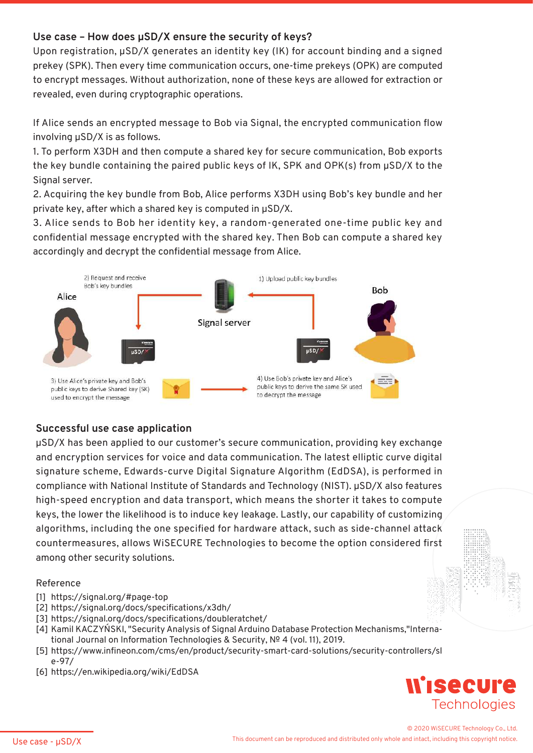## Use case – How does μSD/X ensure the security of keys?

Upon registration, μSD/X generates an identity key (IK) for account binding and a signed prekey (SPK). Then every time communication occurs, one-time prekeys (OPK) are computed to encrypt messages. Without authorization, none of these keys are allowed for extraction or revealed, even during cryptographic operations.

If Alice sends an encrypted message to Bob via Signal, the encrypted communication flow involving μSD/X is as follows.

1. To perform X3DH and then compute a shared key for secure communication, Bob exports the key bundle containing the paired public keys of IK, SPK and OPK(s) from μSD/X to the Signal server.
2. Acquiring the key bundle from Bob, Alice performs X3DH using Bob's key bundle and her private key, after which a shared key is computed in μSD/X.
3. Alice sends to Bob her identity key, a random-generated one-time public key and confidential message encrypted with the shared key. Then Bob can compute a shared key accordingly and decrypt the confidential message from Alice.

Alice

2) Request and receive Bob's key bundles

Signal server

1) Upload public key bundles

Bob

μSD/X

μSD/X

3) Use Alice's private key and Bob's public keys to derive Shared key (SK) used to encrypt the message

4) Use Bob's private key and Alice's public keys to derive the same SK used to decrypt the message

## Successful use case application

μSD/X has been applied to our customer's secure communication, providing key exchange and encryption services for voice and data communication. The latest elliptic curve digital signature scheme, Edwards-curve Digital Signature Algorithm (EdDSA), is performed in compliance with National Institute of Standards and Technology (NIST). μSD/X also features high-speed encryption and data transport, which means the shorter it takes to compute keys, the lower the likelihood is to induce key leakage. Lastly, our capability of customizing algorithms, including the one specified for hardware attack, such as side-channel attack countermeasures, allows WiSECURE Technologies to become the option considered first among other security solutions.

Reference

[1] https://signal.org/#page-top
[2] https://signal.org/docs/specifications/x3dh/
[3] https://signal.org/docs/specifications/doubleratchet/
[4] Kamil KACZYŃSKI, "Security Analysis of Signal Arduino Database Protection Mechanisms,"International Journal on Information Technologies & Security, № 4 (vol. 11), 2019.
[5] https://www.infineon.com/cms/en/product/security-smart-card-solutions/security-controllers/sle-97/
[6] https://en.wikipedia.org/wiki/EdDSA

WiSECURE Technologies

© 2020 WiSECURE Technology Co., Ltd.
This document can be reproduced and distributed only whole and intact, including this copyright notice.